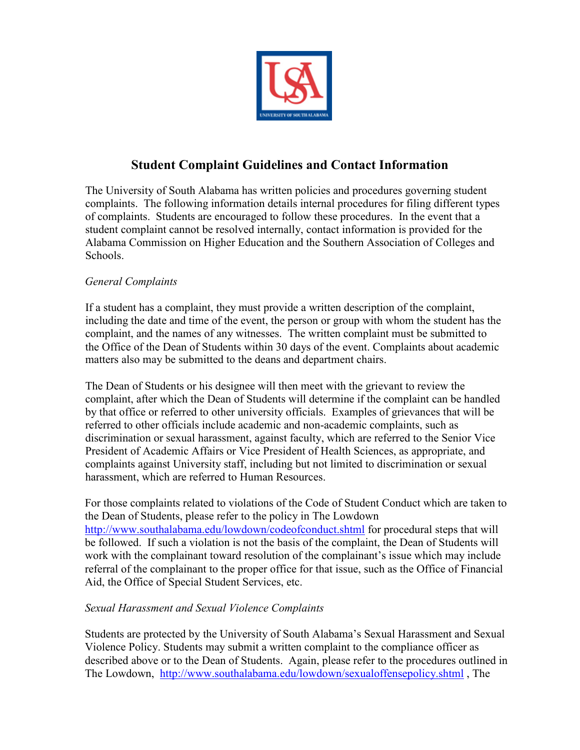# Student Complaint Guidelines and Contact Information

The University of South Alabama has written policies and procedures governing student complaints. The following information details internal procedures for filing different types of complaints. Students are encouraged to follow these procedures. In the event that a student complaint cannot be resolved internally, contact information is provided for the Alabama Commission on Higher Education and the Southern Association of Colleges and Schools.

*General Complaints*

If a student has a complaint, they must provide a written description of the complaint, including the date and time of the event, the person or group with whom the student has the complaint, and the names of any witnesses. The written complaint must be submitted to the Office of the Dean of Students within 30 days of the event. Complaints about academic matters also may be submitted to the deans and department chairs.

The Dean of Students or his designee will then meet with the grievant to review the complaint, after which the Dean of Students will determine if the complaint can be handled by that office or referred to other university officials. Examples of grievances that will be referred to other officials include academic and non-academic complaints, such as discrimination or sexual harassment, against faculty, which are referred to the Senior Vice President of Academic Affairs or Vice President of Health Sciences, as appropriate, and complaints against University staff, including but not limited to discrimination or sexual harassment, which are referred to Human Resources.

For those complaints related to violations of the Code of Student Conduct which are taken to the Dean of Students, please refer to the policy in The Lowdown http://www.southalabama.edu/lowdown/codeofconduct.shtml for procedural steps that will be followed. If such a violation is not the basis of the complaint, the Dean of Students will work with the complainant toward resolution of the complainant's issue which may include referral of the complainant to the proper office for that issue, such as the Office of Financial Aid, the Office of Special Student Services, etc.

*Sexual Harassment and Sexual Violence Complaints*

Students are protected by the University of South Alabama's Sexual Harassment and Sexual Violence Policy. Students may submit a written complaint to the compliance officer as described above or to the Dean of Students. Again, please refer to the procedures outlined in The Lowdown, http://www.southalabama.edu/lowdown/sexualoffensepolicy.shtml , The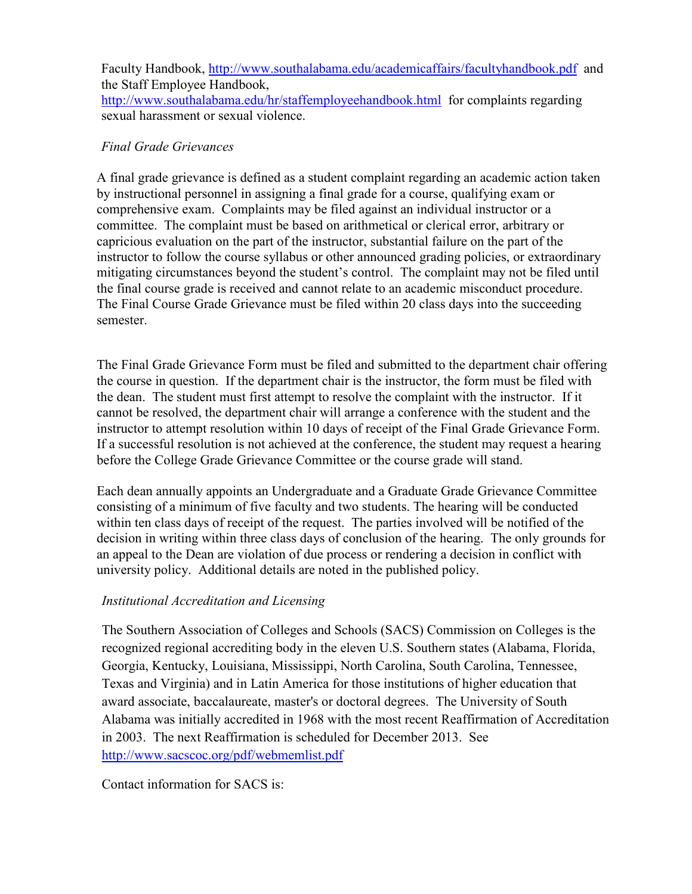Faculty Handbook, http://www.southalabama.edu/academicaffairs/facultyhandbook.pdf and the Staff Employee Handbook, http://www.southalabama.edu/hr/staffemployeehandbook.html for complaints regarding sexual harassment or sexual violence.

*Final Grade Grievances*

A final grade grievance is defined as a student complaint regarding an academic action taken by instructional personnel in assigning a final grade for a course, qualifying exam or comprehensive exam. Complaints may be filed against an individual instructor or a committee. The complaint must be based on arithmetical or clerical error, arbitrary or capricious evaluation on the part of the instructor, substantial failure on the part of the instructor to follow the course syllabus or other announced grading policies, or extraordinary mitigating circumstances beyond the student's control. The complaint may not be filed until the final course grade is received and cannot relate to an academic misconduct procedure. The Final Course Grade Grievance must be filed within 20 class days into the succeeding semester.

The Final Grade Grievance Form must be filed and submitted to the department chair offering the course in question. If the department chair is the instructor, the form must be filed with the dean. The student must first attempt to resolve the complaint with the instructor. If it cannot be resolved, the department chair will arrange a conference with the student and the instructor to attempt resolution within 10 days of receipt of the Final Grade Grievance Form. If a successful resolution is not achieved at the conference, the student may request a hearing before the College Grade Grievance Committee or the course grade will stand.

Each dean annually appoints an Undergraduate and a Graduate Grade Grievance Committee consisting of a minimum of five faculty and two students. The hearing will be conducted within ten class days of receipt of the request. The parties involved will be notified of the decision in writing within three class days of conclusion of the hearing. The only grounds for an appeal to the Dean are violation of due process or rendering a decision in conflict with university policy. Additional details are noted in the published policy.

*Institutional Accreditation and Licensing*

The Southern Association of Colleges and Schools (SACS) Commission on Colleges is the recognized regional accrediting body in the eleven U.S. Southern states (Alabama, Florida, Georgia, Kentucky, Louisiana, Mississippi, North Carolina, South Carolina, Tennessee, Texas and Virginia) and in Latin America for those institutions of higher education that award associate, baccalaureate, master's or doctoral degrees. The University of South Alabama was initially accredited in 1968 with the most recent Reaffirmation of Accreditation in 2003. The next Reaffirmation is scheduled for December 2013. See http://www.sacscoc.org/pdf/webmemlist.pdf

Contact information for SACS is: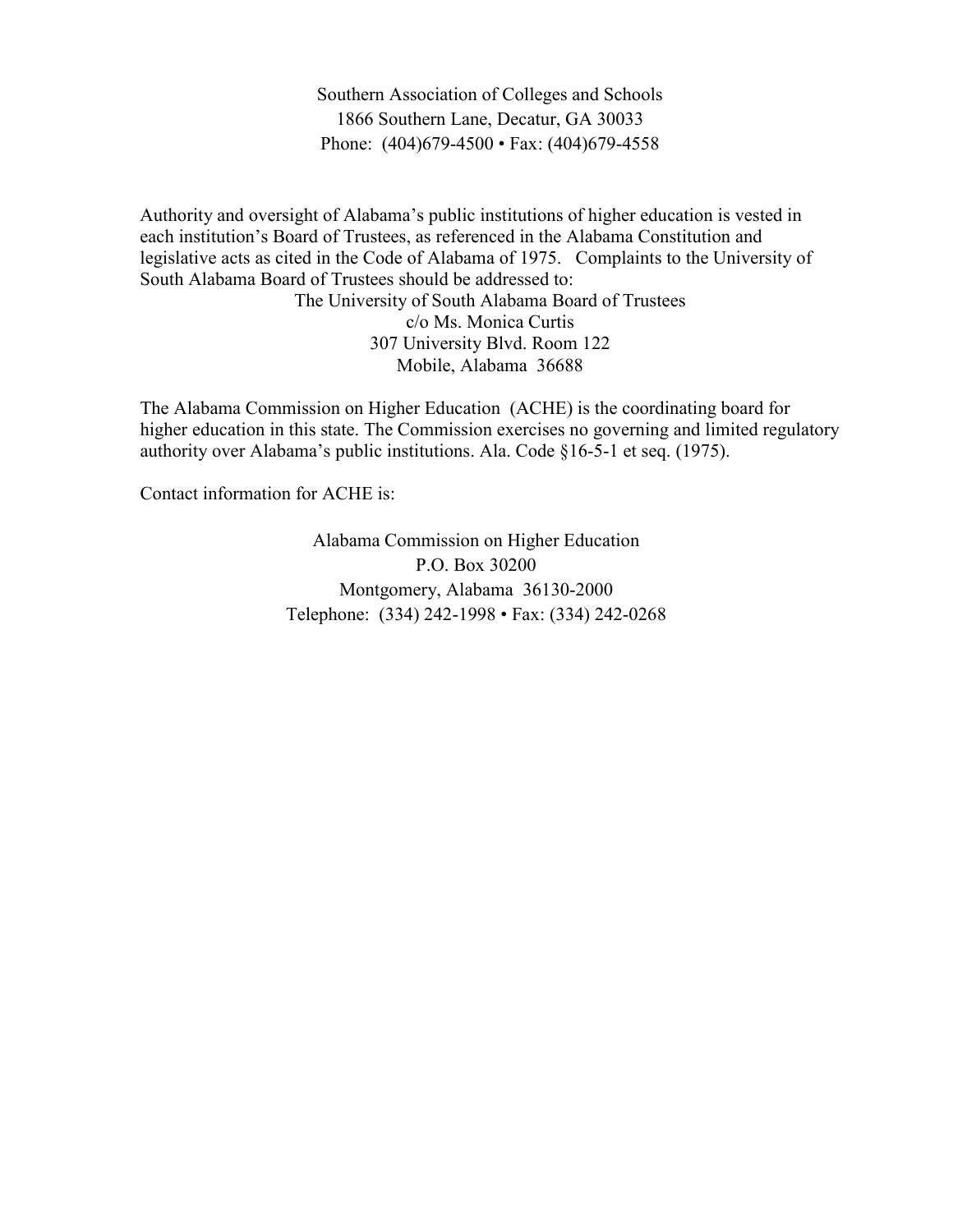Southern Association of Colleges and Schools
1866 Southern Lane, Decatur, GA 30033
Phone: (404)679-4500 • Fax: (404)679-4558

Authority and oversight of Alabama's public institutions of higher education is vested in each institution's Board of Trustees, as referenced in the Alabama Constitution and legislative acts as cited in the Code of Alabama of 1975. Complaints to the University of South Alabama Board of Trustees should be addressed to:

The University of South Alabama Board of Trustees
c/o Ms. Monica Curtis
307 University Blvd. Room 122
Mobile, Alabama 36688

The Alabama Commission on Higher Education (ACHE) is the coordinating board for higher education in this state. The Commission exercises no governing and limited regulatory authority over Alabama's public institutions. Ala. Code §16-5-1 et seq. (1975).

Contact information for ACHE is:

Alabama Commission on Higher Education
P.O. Box 30200
Montgomery, Alabama 36130-2000
Telephone: (334) 242-1998 • Fax: (334) 242-0268